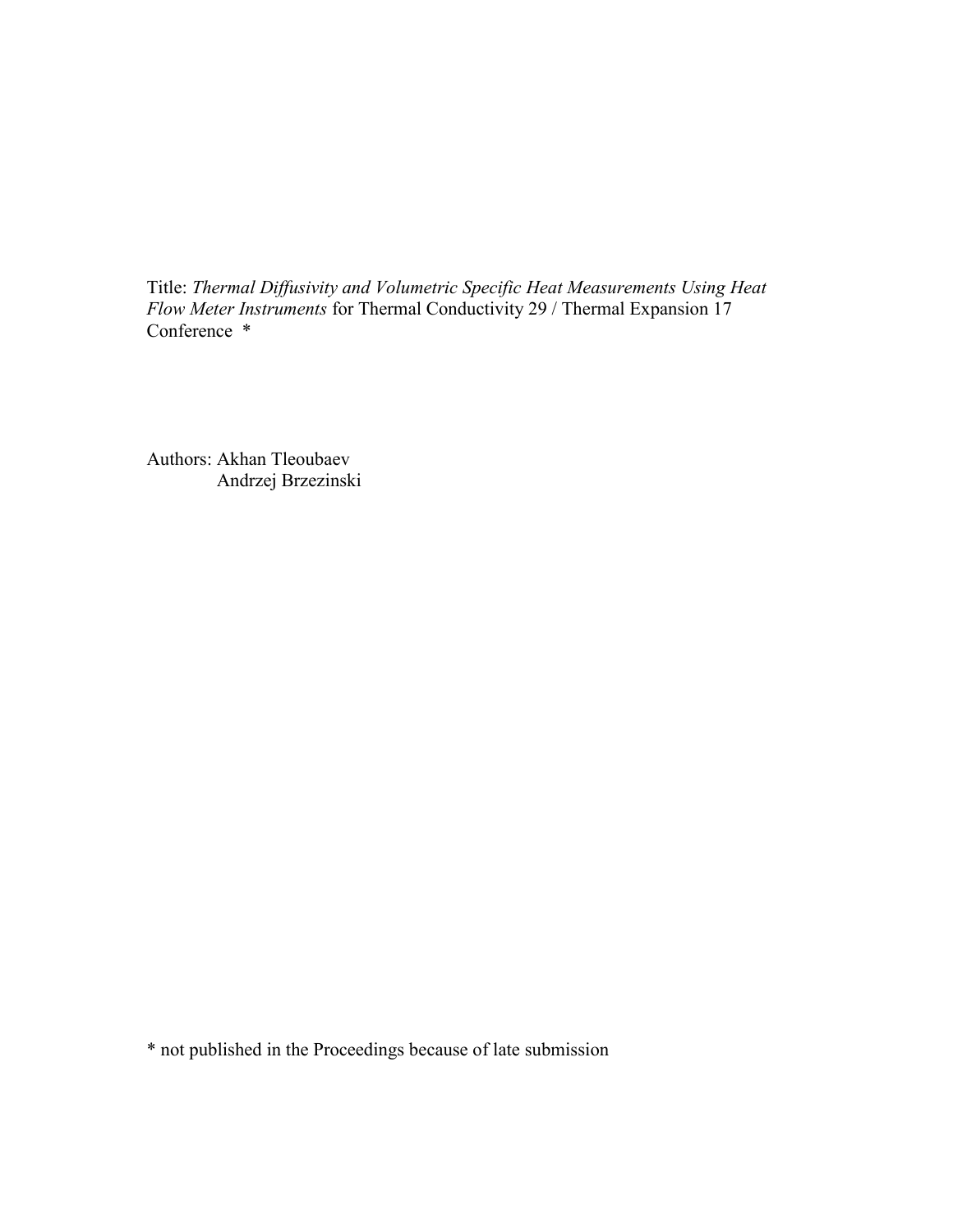Title: *Thermal Diffusivity and Volumetric Specific Heat Measurements Using Heat Flow Meter Instruments* for Thermal Conductivity 29 / Thermal Expansion 17 Conference *

Authors: Akhan Tleoubaev
Andrzej Brzezinski

* not published in the Proceedings because of late submission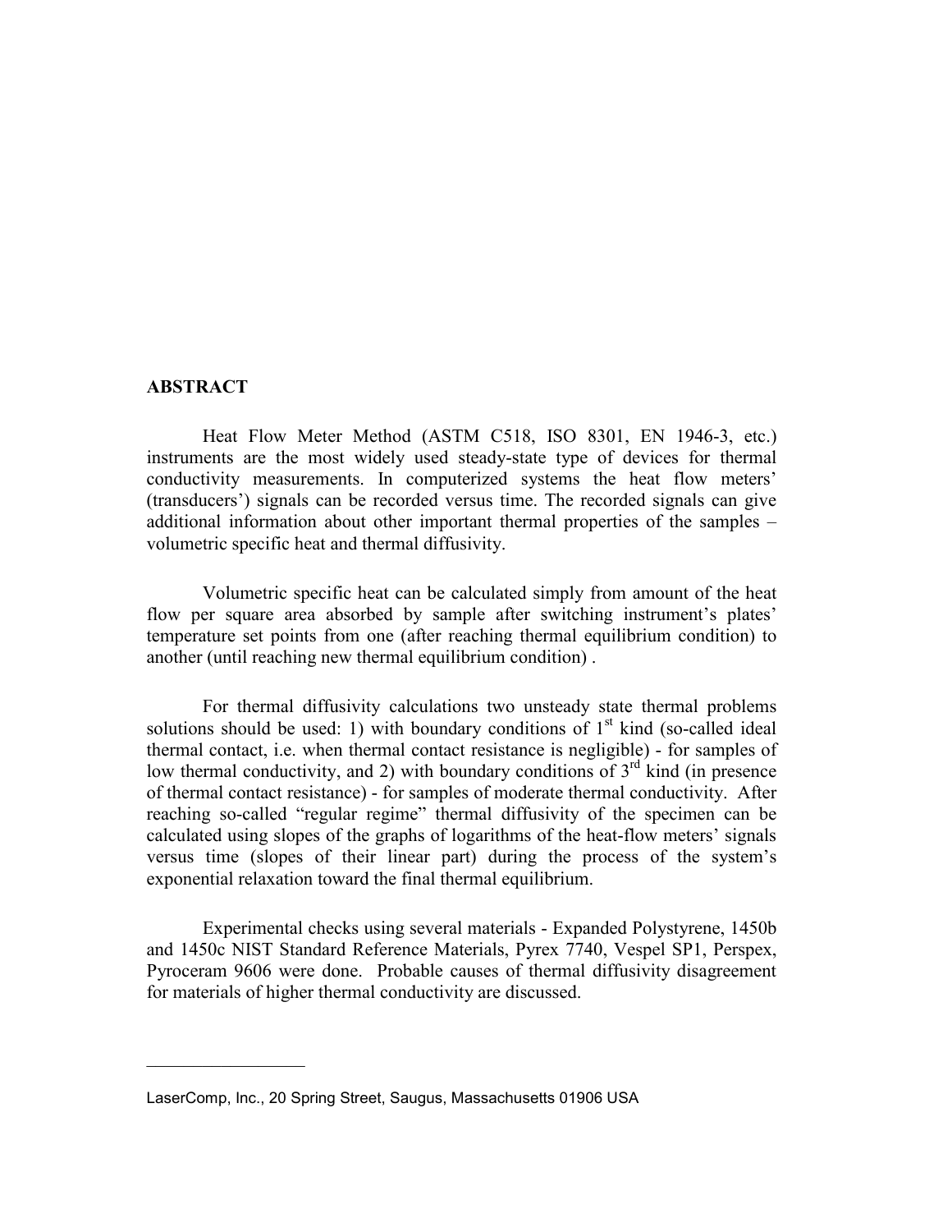## ABSTRACT

Heat Flow Meter Method (ASTM C518, ISO 8301, EN 1946-3, etc.) instruments are the most widely used steady-state type of devices for thermal conductivity measurements. In computerized systems the heat flow meters' (transducers') signals can be recorded versus time. The recorded signals can give additional information about other important thermal properties of the samples – volumetric specific heat and thermal diffusivity.

Volumetric specific heat can be calculated simply from amount of the heat flow per square area absorbed by sample after switching instrument's plates' temperature set points from one (after reaching thermal equilibrium condition) to another (until reaching new thermal equilibrium condition) .

For thermal diffusivity calculations two unsteady state thermal problems solutions should be used: 1) with boundary conditions of 1$^{st}$ kind (so-called ideal thermal contact, i.e. when thermal contact resistance is negligible) - for samples of low thermal conductivity, and 2) with boundary conditions of 3$^{rd}$ kind (in presence of thermal contact resistance) - for samples of moderate thermal conductivity. After reaching so-called "regular regime" thermal diffusivity of the specimen can be calculated using slopes of the graphs of logarithms of the heat-flow meters' signals versus time (slopes of their linear part) during the process of the system's exponential relaxation toward the final thermal equilibrium.

Experimental checks using several materials - Expanded Polystyrene, 1450b and 1450c NIST Standard Reference Materials, Pyrex 7740, Vespel SP1, Perspex, Pyroceram 9606 were done. Probable causes of thermal diffusivity disagreement for materials of higher thermal conductivity are discussed.

---

LaserComp, Inc., 20 Spring Street, Saugus, Massachusetts 01906 USA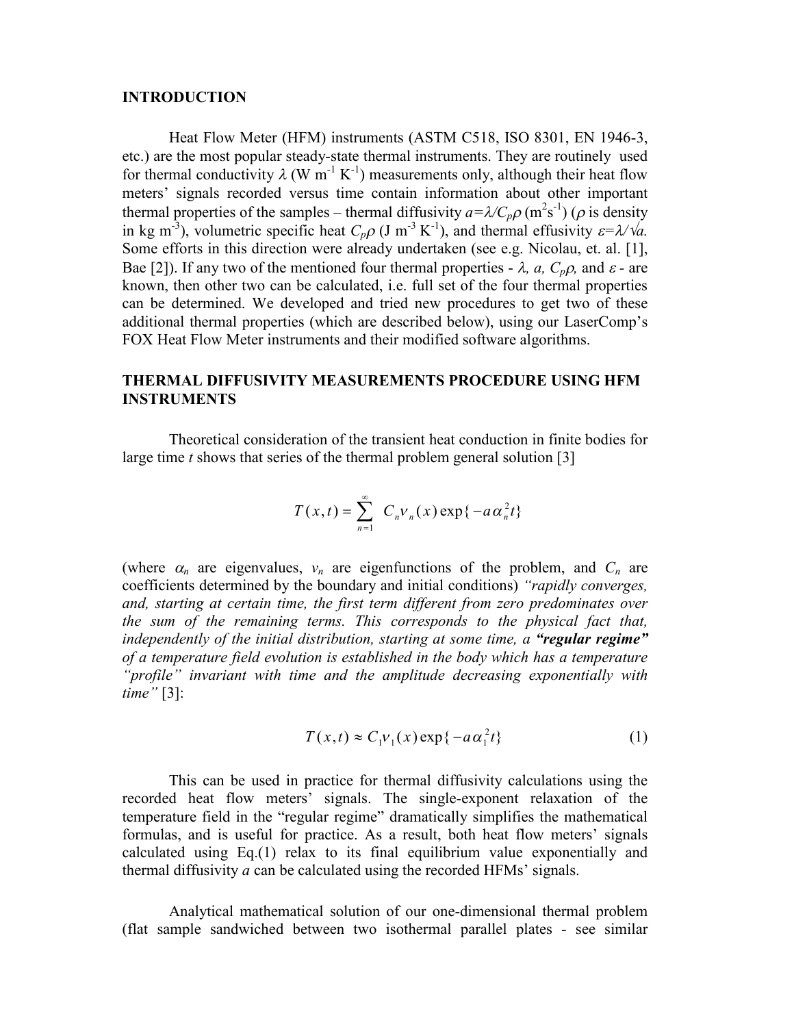## INTRODUCTION

Heat Flow Meter (HFM) instruments (ASTM C518, ISO 8301, EN 1946-3, etc.) are the most popular steady-state thermal instruments. They are routinely used for thermal conductivity $\lambda$ (W m$^{-1}$ K$^{-1}$) measurements only, although their heat flow meters' signals recorded versus time contain information about other important thermal properties of the samples – thermal diffusivity $a=\lambda/C_p\rho$ (m$^2$s$^{-1}$) ($\rho$ is density in kg m$^{-3}$), volumetric specific heat $C_p\rho$ (J m$^{-3}$ K$^{-1}$), and thermal effusivity $\varepsilon=\lambda/\sqrt{a}$. Some efforts in this direction were already undertaken (see e.g. Nicolau, et. al. [1], Bae [2]). If any two of the mentioned four thermal properties - $\lambda$, $a$, $C_p\rho$, and $\varepsilon$ - are known, then other two can be calculated, i.e. full set of the four thermal properties can be determined. We developed and tried new procedures to get two of these additional thermal properties (which are described below), using our LaserComp's FOX Heat Flow Meter instruments and their modified software algorithms.

## THERMAL DIFFUSIVITY MEASUREMENTS PROCEDURE USING HFM INSTRUMENTS

Theoretical consideration of the transient heat conduction in finite bodies for large time $t$ shows that series of the thermal problem general solution [3]

$$T(x,t) = \sum_{n=1}^{\infty} C_n v_n(x) \exp\{-a\alpha_n^2 t\}$$

(where $\alpha_n$ are eigenvalues, $v_n$ are eigenfunctions of the problem, and $C_n$ are coefficients determined by the boundary and initial conditions) *"rapidly converges, and, starting at certain time, the first term different from zero predominates over the sum of the remaining terms. This corresponds to the physical fact that, independently of the initial distribution, starting at some time, a **"regular regime"** of a temperature field evolution is established in the body which has a temperature "profile" invariant with time and the amplitude decreasing exponentially with time"* [3]:

$$T(x,t) \approx C_1 v_1(x) \exp\{-a\alpha_1^2 t\} \tag{1}$$

This can be used in practice for thermal diffusivity calculations using the recorded heat flow meters' signals. The single-exponent relaxation of the temperature field in the "regular regime" dramatically simplifies the mathematical formulas, and is useful for practice. As a result, both heat flow meters' signals calculated using Eq.(1) relax to its final equilibrium value exponentially and thermal diffusivity $a$ can be calculated using the recorded HFMs' signals.

Analytical mathematical solution of our one-dimensional thermal problem (flat sample sandwiched between two isothermal parallel plates - see similar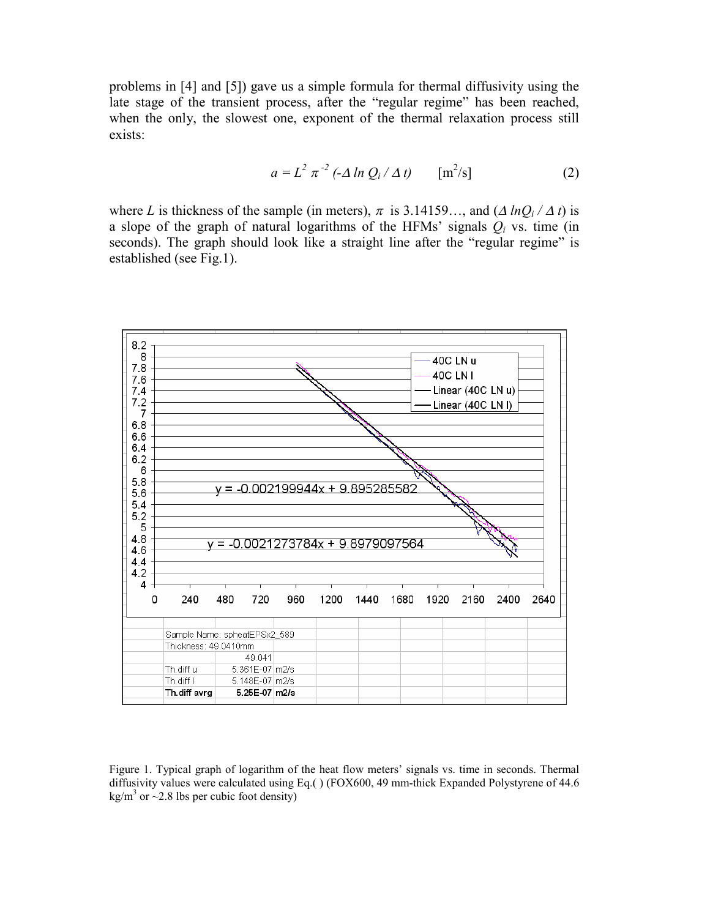problems in [4] and [5]) gave us a simple formula for thermal diffusivity using the late stage of the transient process, after the "regular regime" has been reached, when the only, the slowest one, exponent of the thermal relaxation process still exists:

$$a = L^2 \pi^{-2} (-\Delta \ln Q_i / \Delta t) \qquad [\mathrm{m^2/s}] \tag{2}$$

where $L$ is thickness of the sample (in meters), $\pi$ is 3.14159…, and $(\Delta \ln Q_i / \Delta t)$ is a slope of the graph of natural logarithms of the HFMs' signals $Q_i$ vs. time (in seconds). The graph should look like a straight line after the "regular regime" is established (see Fig.1).

| Sample Name: spheatEPSx2_589 | | |
|---|---|---|
| Thickness: 49.0410mm | | |
| | 49.041 | |
| Th.diff u | 5.361E-07 | m2/s |
| Th.diff l | 5.148E-07 | m2/s |
| **Th.diff avrg** | **5.25E-07** | **m2/s** |

Figure 1. Typical graph of logarithm of the heat flow meters' signals vs. time in seconds. Thermal diffusivity values were calculated using Eq.( ) (FOX600, 49 mm-thick Expanded Polystyrene of 44.6 $\mathrm{kg/m^3}$ or ~2.8 lbs per cubic foot density)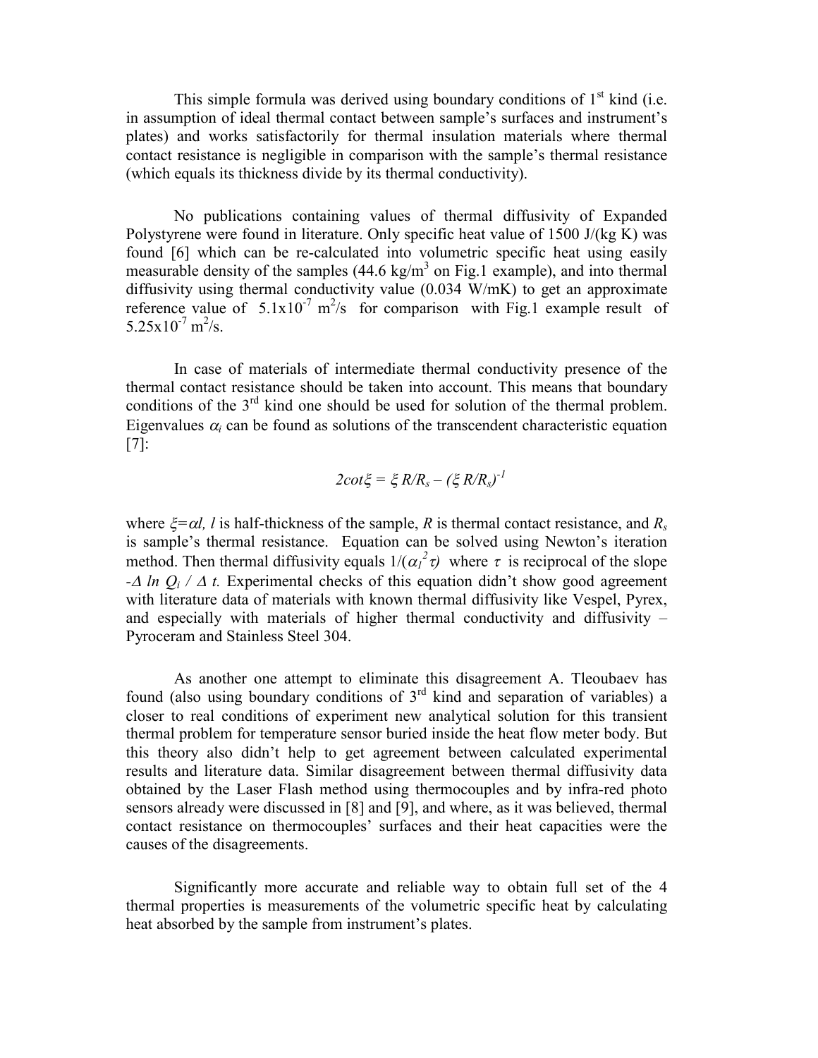This simple formula was derived using boundary conditions of 1st kind (i.e. in assumption of ideal thermal contact between sample's surfaces and instrument's plates) and works satisfactorily for thermal insulation materials where thermal contact resistance is negligible in comparison with the sample's thermal resistance (which equals its thickness divide by its thermal conductivity).

No publications containing values of thermal diffusivity of Expanded Polystyrene were found in literature. Only specific heat value of 1500 J/(kg K) was found [6] which can be re-calculated into volumetric specific heat using easily measurable density of the samples (44.6 kg/m$^3$ on Fig.1 example), and into thermal diffusivity using thermal conductivity value (0.034 W/mK) to get an approximate reference value of $5.1\text{x}10^{-7}$ m$^2$/s for comparison with Fig.1 example result of $5.25\text{x}10^{-7}$ m$^2$/s.

In case of materials of intermediate thermal conductivity presence of the thermal contact resistance should be taken into account. This means that boundary conditions of the 3rd kind one should be used for solution of the thermal problem. Eigenvalues $\alpha_i$ can be found as solutions of the transcendent characteristic equation [7]:

$$2cot\xi = \xi R/R_s - (\xi R/R_s)^{-1}$$

where $\xi = \alpha l$, $l$ is half-thickness of the sample, $R$ is thermal contact resistance, and $R_s$ is sample's thermal resistance. Equation can be solved using Newton's iteration method. Then thermal diffusivity equals $1/(\alpha_1^2 \tau)$ where $\tau$ is reciprocal of the slope $-\Delta \ln Q_i / \Delta t$. Experimental checks of this equation didn't show good agreement with literature data of materials with known thermal diffusivity like Vespel, Pyrex, and especially with materials of higher thermal conductivity and diffusivity – Pyroceram and Stainless Steel 304.

As another one attempt to eliminate this disagreement A. Tleoubaev has found (also using boundary conditions of 3rd kind and separation of variables) a closer to real conditions of experiment new analytical solution for this transient thermal problem for temperature sensor buried inside the heat flow meter body. But this theory also didn't help to get agreement between calculated experimental results and literature data. Similar disagreement between thermal diffusivity data obtained by the Laser Flash method using thermocouples and by infra-red photo sensors already were discussed in [8] and [9], and where, as it was believed, thermal contact resistance on thermocouples' surfaces and their heat capacities were the causes of the disagreements.

Significantly more accurate and reliable way to obtain full set of the 4 thermal properties is measurements of the volumetric specific heat by calculating heat absorbed by the sample from instrument's plates.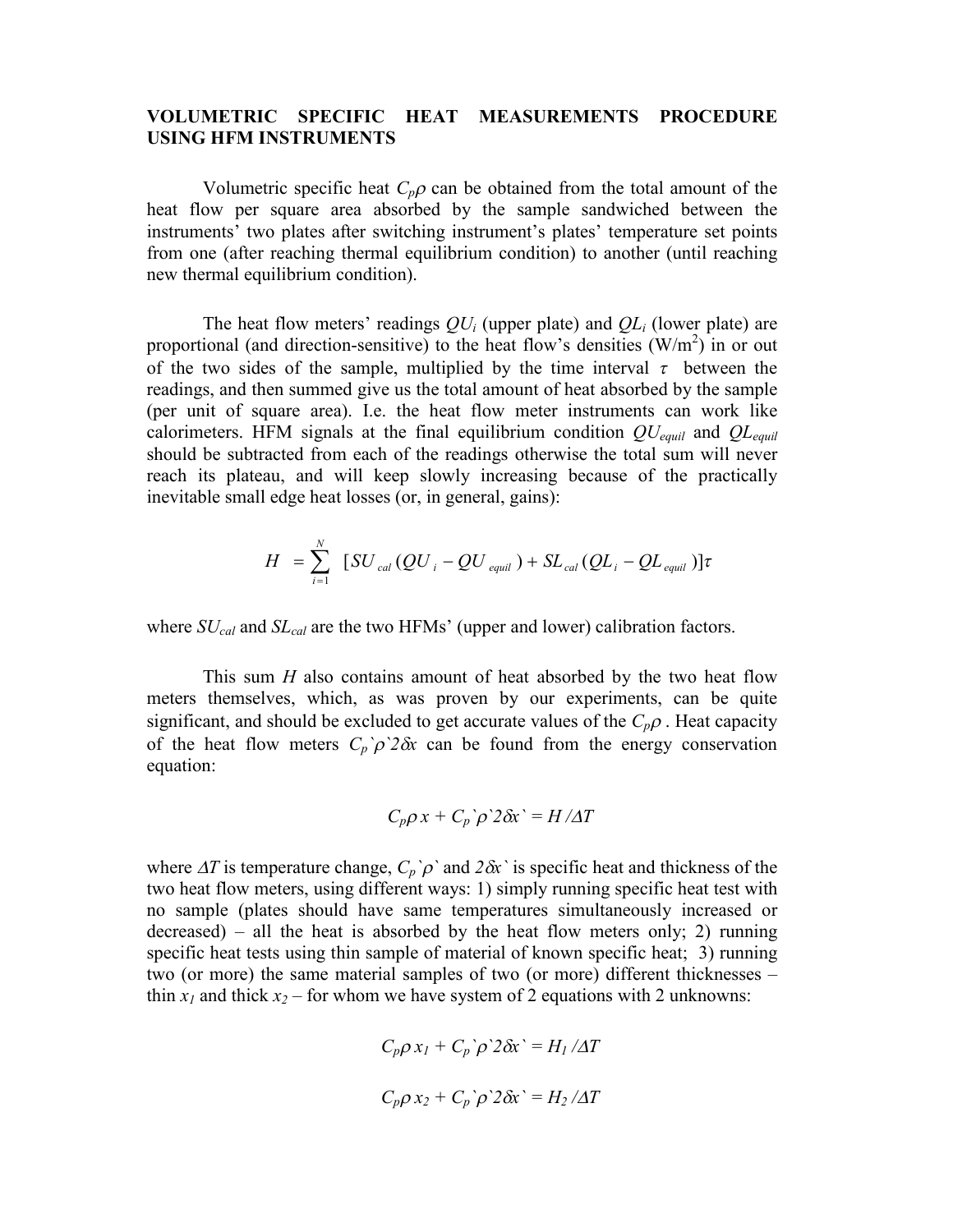**VOLUMETRIC SPECIFIC HEAT MEASUREMENTS PROCEDURE USING HFM INSTRUMENTS**

Volumetric specific heat $C_p\rho$ can be obtained from the total amount of the heat flow per square area absorbed by the sample sandwiched between the instruments' two plates after switching instrument's plates' temperature set points from one (after reaching thermal equilibrium condition) to another (until reaching new thermal equilibrium condition).

The heat flow meters' readings $QU_i$ (upper plate) and $QL_i$ (lower plate) are proportional (and direction-sensitive) to the heat flow's densities (W/m$^2$) in or out of the two sides of the sample, multiplied by the time interval $\tau$ between the readings, and then summed give us the total amount of heat absorbed by the sample (per unit of square area). I.e. the heat flow meter instruments can work like calorimeters. HFM signals at the final equilibrium condition $QU_{equil}$ and $QL_{equil}$ should be subtracted from each of the readings otherwise the total sum will never reach its plateau, and will keep slowly increasing because of the practically inevitable small edge heat losses (or, in general, gains):

$$H = \sum_{i=1}^{N} [SU_{cal}(QU_i - QU_{equil}) + SL_{cal}(QL_i - QL_{equil})]\tau$$

where $SU_{cal}$ and $SL_{cal}$ are the two HFMs' (upper and lower) calibration factors.

This sum $H$ also contains amount of heat absorbed by the two heat flow meters themselves, which, as was proven by our experiments, can be quite significant, and should be excluded to get accurate values of the $C_p\rho$ . Heat capacity of the heat flow meters $C_p`\rho`2\delta x$ can be found from the energy conservation equation:

$$C_p\rho\, x + C_p`\rho`2\delta x` = H/\Delta T$$

where $\Delta T$ is temperature change, $C_p`\rho`$ and $2\delta x`$ is specific heat and thickness of the two heat flow meters, using different ways: 1) simply running specific heat test with no sample (plates should have same temperatures simultaneously increased or decreased) – all the heat is absorbed by the heat flow meters only; 2) running specific heat tests using thin sample of material of known specific heat; 3) running two (or more) the same material samples of two (or more) different thicknesses – thin $x_1$ and thick $x_2$ – for whom we have system of 2 equations with 2 unknowns:

$$C_p\rho\, x_1 + C_p`\rho`2\delta x` = H_1/\Delta T$$

$$C_p\rho\, x_2 + C_p`\rho`2\delta x` = H_2/\Delta T$$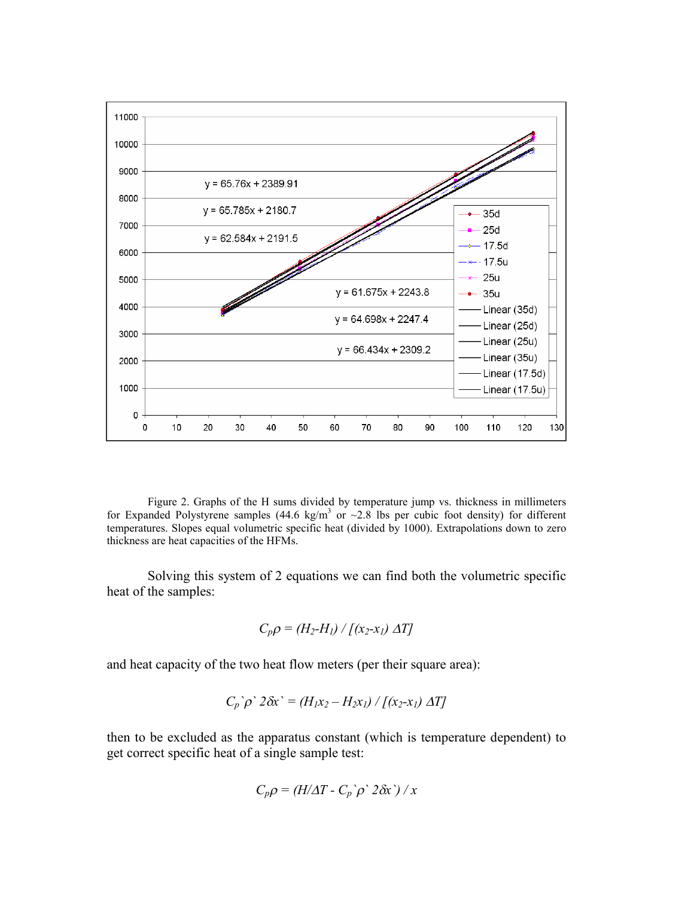Figure 2. Graphs of the H sums divided by temperature jump vs. thickness in millimeters for Expanded Polystyrene samples (44.6 $kg/m^3$ or ~2.8 lbs per cubic foot density) for different temperatures. Slopes equal volumetric specific heat (divided by 1000). Extrapolations down to zero thickness are heat capacities of the HFMs.

Solving this system of 2 equations we can find both the volumetric specific heat of the samples:

$$C_p\rho = (H_2-H_1) / [(x_2-x_1)\,\Delta T]$$

and heat capacity of the two heat flow meters (per their square area):

$$C_p`\rho`\,2\delta x` = (H_1x_2 - H_2x_1) / [(x_2-x_1)\,\Delta T]$$

then to be excluded as the apparatus constant (which is temperature dependent) to get correct specific heat of a single sample test:

$$C_p\rho = (H/\Delta T - C_p`\rho`\,2\delta x`) / x$$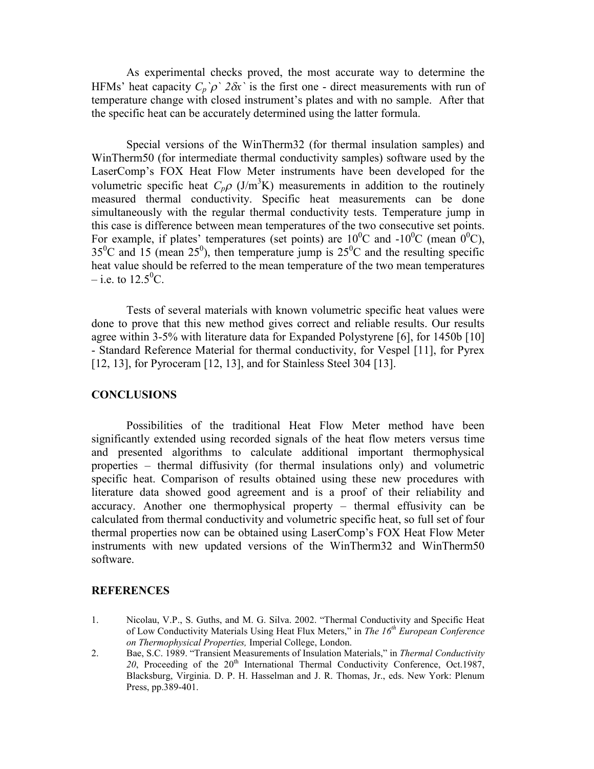As experimental checks proved, the most accurate way to determine the HFMs' heat capacity $C_p`\rho`\ 2\delta x`$ is the first one - direct measurements with run of temperature change with closed instrument's plates and with no sample. After that the specific heat can be accurately determined using the latter formula.

Special versions of the WinTherm32 (for thermal insulation samples) and WinTherm50 (for intermediate thermal conductivity samples) software used by the LaserComp's FOX Heat Flow Meter instruments have been developed for the volumetric specific heat $C_p\rho$ (J/m$^3$K) measurements in addition to the routinely measured thermal conductivity. Specific heat measurements can be done simultaneously with the regular thermal conductivity tests. Temperature jump in this case is difference between mean temperatures of the two consecutive set points. For example, if plates' temperatures (set points) are $10^0$C and -$10^0$C (mean $0^0$C), $35^0$C and 15 (mean $25^0$), then temperature jump is $25^0$C and the resulting specific heat value should be referred to the mean temperature of the two mean temperatures – i.e. to $12.5^0$C.

Tests of several materials with known volumetric specific heat values were done to prove that this new method gives correct and reliable results. Our results agree within 3-5% with literature data for Expanded Polystyrene [6], for 1450b [10] - Standard Reference Material for thermal conductivity, for Vespel [11], for Pyrex [12, 13], for Pyroceram [12, 13], and for Stainless Steel 304 [13].

## CONCLUSIONS

Possibilities of the traditional Heat Flow Meter method have been significantly extended using recorded signals of the heat flow meters versus time and presented algorithms to calculate additional important thermophysical properties – thermal diffusivity (for thermal insulations only) and volumetric specific heat. Comparison of results obtained using these new procedures with literature data showed good agreement and is a proof of their reliability and accuracy. Another one thermophysical property – thermal effusivity can be calculated from thermal conductivity and volumetric specific heat, so full set of four thermal properties now can be obtained using LaserComp's FOX Heat Flow Meter instruments with new updated versions of the WinTherm32 and WinTherm50 software.

## REFERENCES

1. Nicolau, V.P., S. Guths, and M. G. Silva. 2002. "Thermal Conductivity and Specific Heat of Low Conductivity Materials Using Heat Flux Meters," in *The 16th European Conference on Thermophysical Properties,* Imperial College, London.
2. Bae, S.C. 1989. "Transient Measurements of Insulation Materials," in *Thermal Conductivity 20*, Proceeding of the 20th International Thermal Conductivity Conference, Oct.1987, Blacksburg, Virginia. D. P. H. Hasselman and J. R. Thomas, Jr., eds. New York: Plenum Press, pp.389-401.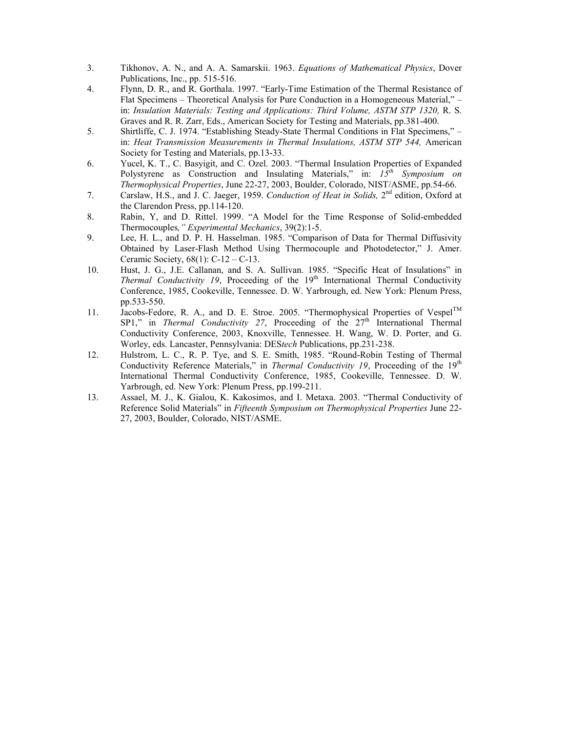3. Tikhonov, A. N., and A. A. Samarskii. 1963. *Equations of Mathematical Physics*, Dover Publications, Inc., pp. 515-516.
4. Flynn, D. R., and R. Gorthala. 1997. "Early-Time Estimation of the Thermal Resistance of Flat Specimens – Theoretical Analysis for Pure Conduction in a Homogeneous Material," – in: *Insulation Materials: Testing and Applications: Third Volume, ASTM STP 1320,* R. S. Graves and R. R. Zarr, Eds., American Society for Testing and Materials, pp.381-400.
5. Shirtliffe, C. J. 1974. "Establishing Steady-State Thermal Conditions in Flat Specimens," – in: *Heat Transmission Measurements in Thermal Insulations, ASTM STP 544,* American Society for Testing and Materials, pp.13-33.
6. Yucel, K. T., C. Basyigit, and C. Ozel. 2003. "Thermal Insulation Properties of Expanded Polystyrene as Construction and Insulating Materials," in: *15th Symposium on Thermophysical Properties*, June 22-27, 2003, Boulder, Colorado, NIST/ASME, pp.54-66.
7. Carslaw, H.S., and J. C. Jaeger, 1959. *Conduction of Heat in Solids,* 2nd edition, Oxford at the Clarendon Press, pp.114-120.
8. Rabin, Y, and D. Rittel. 1999. "A Model for the Time Response of Solid-embedded Thermocouples*," Experimental Mechanics*, 39(2):1-5.
9. Lee, H. L., and D. P. H. Hasselman. 1985. "Comparison of Data for Thermal Diffusivity Obtained by Laser-Flash Method Using Thermocouple and Photodetector," J. Amer. Ceramic Society, 68(1): C-12 – C-13.
10. Hust, J. G., J.E. Callanan, and S. A. Sullivan. 1985. "Specific Heat of Insulations" in *Thermal Conductivity 19*, Proceeding of the 19th International Thermal Conductivity Conference, 1985, Cookeville, Tennessee. D. W. Yarbrough, ed. New York: Plenum Press, pp.533-550.
11. Jacobs-Fedore, R. A., and D. E. Stroe. 2005. "Thermophysical Properties of VespelTM SP1," in *Thermal Conductivity 27*, Proceeding of the 27th International Thermal Conductivity Conference, 2003, Knoxville, Tennessee. H. Wang, W. D. Porter, and G. Worley, eds. Lancaster, Pennsylvania: DES*tech* Publications, pp.231-238.
12. Hulstrom, L. C., R. P. Tye, and S. E. Smith, 1985. "Round-Robin Testing of Thermal Conductivity Reference Materials," in *Thermal Conductivity 19*, Proceeding of the 19th International Thermal Conductivity Conference, 1985, Cookeville, Tennessee. D. W. Yarbrough, ed. New York: Plenum Press, pp.199-211.
13. Assael, M. J., K. Gialou, K. Kakosimos, and I. Metaxa. 2003. "Thermal Conductivity of Reference Solid Materials" in *Fifteenth Symposium on Thermophysical Properties* June 22-27, 2003, Boulder, Colorado, NIST/ASME.